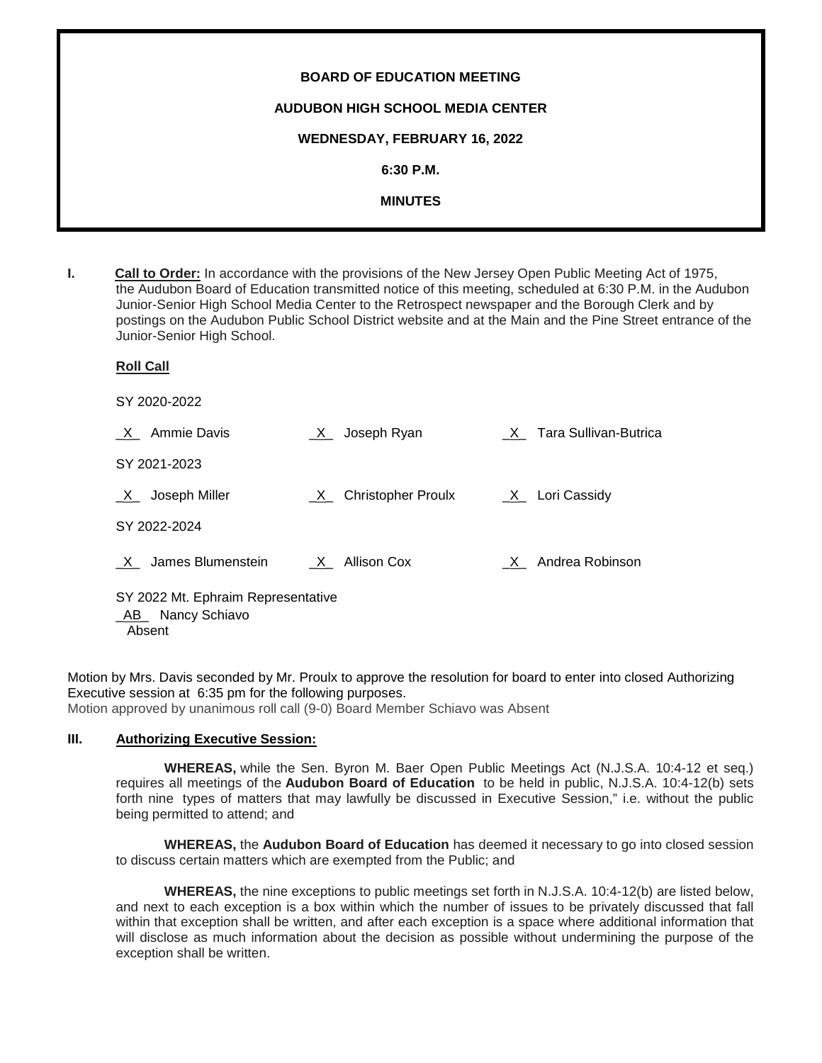**BOARD OF EDUCATION MEETING**

**AUDUBON HIGH SCHOOL MEDIA CENTER**

**WEDNESDAY, FEBRUARY 16, 2022**

**6:30 P.M.**

**MINUTES**

**I. Call to Order:** In accordance with the provisions of the New Jersey Open Public Meeting Act of 1975, the Audubon Board of Education transmitted notice of this meeting, scheduled at 6:30 P.M. in the Audubon Junior-Senior High School Media Center to the Retrospect newspaper and the Borough Clerk and by postings on the Audubon Public School District website and at the Main and the Pine Street entrance of the Junior-Senior High School.

**Roll Call**

SY 2020-2022

_X_ Ammie Davis  _X_ Joseph Ryan  _X_ Tara Sullivan-Butrica

SY 2021-2023

_X_ Joseph Miller  _X_ Christopher Proulx  _X_ Lori Cassidy

SY 2022-2024

_X_ James Blumenstein  _X_ Allison Cox  _X_ Andrea Robinson

SY 2022 Mt. Ephraim Representative
_AB_ Nancy Schiavo
Absent

Motion by Mrs. Davis seconded by Mr. Proulx to approve the resolution for board to enter into closed Authorizing Executive session at 6:35 pm for the following purposes.
Motion approved by unanimous roll call (9-0) Board Member Schiavo was Absent

**III. Authorizing Executive Session:**

**WHEREAS,** while the Sen. Byron M. Baer Open Public Meetings Act (N.J.S.A. 10:4-12 et seq.) requires all meetings of the **Audubon Board of Education** to be held in public, N.J.S.A. 10:4-12(b) sets forth nine types of matters that may lawfully be discussed in Executive Session," i.e. without the public being permitted to attend; and

**WHEREAS,** the **Audubon Board of Education** has deemed it necessary to go into closed session to discuss certain matters which are exempted from the Public; and

**WHEREAS,** the nine exceptions to public meetings set forth in N.J.S.A. 10:4-12(b) are listed below, and next to each exception is a box within which the number of issues to be privately discussed that fall within that exception shall be written, and after each exception is a space where additional information that will disclose as much information about the decision as possible without undermining the purpose of the exception shall be written.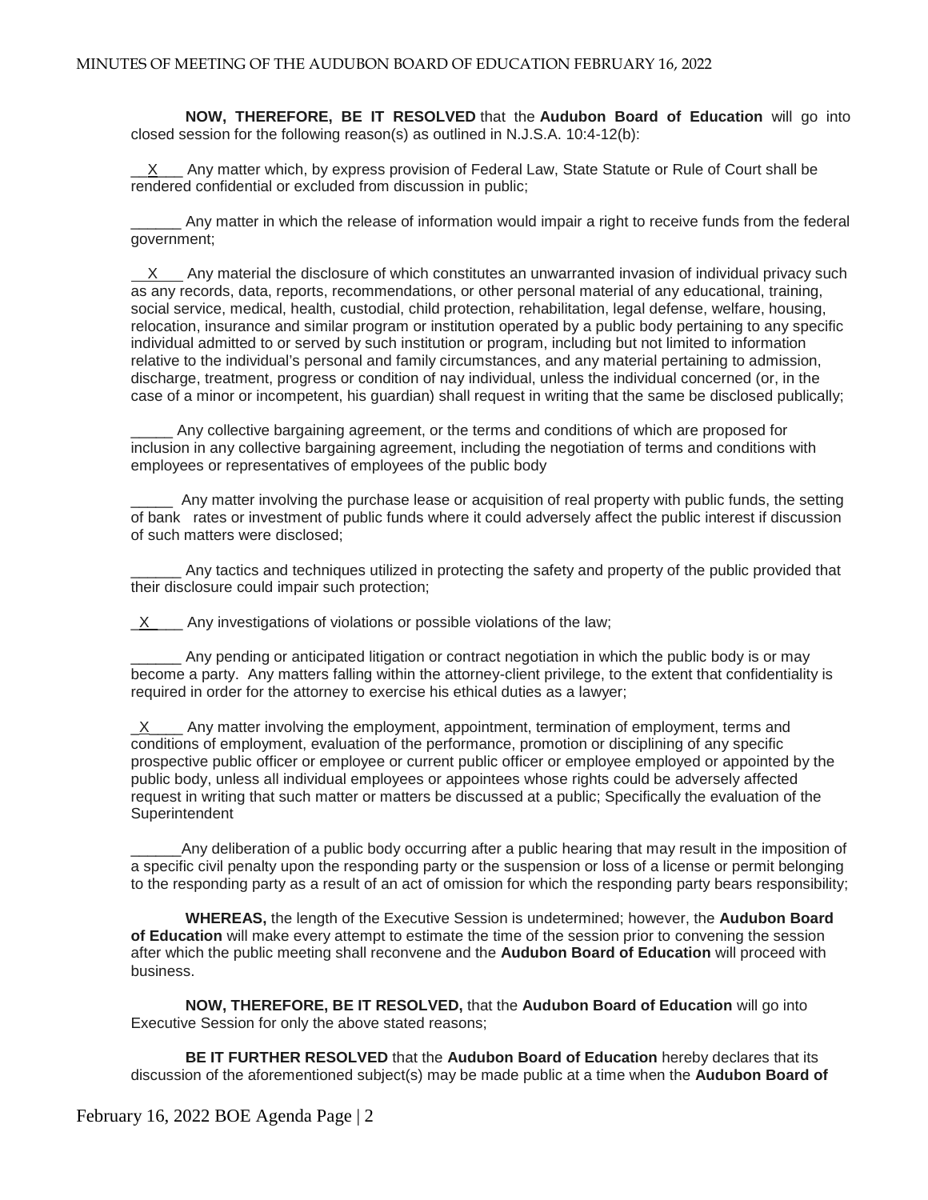**NOW, THEREFORE, BE IT RESOLVED** that the **Audubon Board of Education** will go into closed session for the following reason(s) as outlined in N.J.S.A. 10:4-12(b):

__X___ Any matter which, by express provision of Federal Law, State Statute or Rule of Court shall be rendered confidential or excluded from discussion in public;

______ Any matter in which the release of information would impair a right to receive funds from the federal government;

__X___ Any material the disclosure of which constitutes an unwarranted invasion of individual privacy such as any records, data, reports, recommendations, or other personal material of any educational, training, social service, medical, health, custodial, child protection, rehabilitation, legal defense, welfare, housing, relocation, insurance and similar program or institution operated by a public body pertaining to any specific individual admitted to or served by such institution or program, including but not limited to information relative to the individual's personal and family circumstances, and any material pertaining to admission, discharge, treatment, progress or condition of nay individual, unless the individual concerned (or, in the case of a minor or incompetent, his guardian) shall request in writing that the same be disclosed publically;

_____ Any collective bargaining agreement, or the terms and conditions of which are proposed for inclusion in any collective bargaining agreement, including the negotiation of terms and conditions with employees or representatives of employees of the public body

_____ Any matter involving the purchase lease or acquisition of real property with public funds, the setting of bank rates or investment of public funds where it could adversely affect the public interest if discussion of such matters were disclosed;

______ Any tactics and techniques utilized in protecting the safety and property of the public provided that their disclosure could impair such protection;

_X____ Any investigations of violations or possible violations of the law;

______ Any pending or anticipated litigation or contract negotiation in which the public body is or may become a party. Any matters falling within the attorney-client privilege, to the extent that confidentiality is required in order for the attorney to exercise his ethical duties as a lawyer;

_X____ Any matter involving the employment, appointment, termination of employment, terms and conditions of employment, evaluation of the performance, promotion or disciplining of any specific prospective public officer or employee or current public officer or employee employed or appointed by the public body, unless all individual employees or appointees whose rights could be adversely affected request in writing that such matter or matters be discussed at a public; Specifically the evaluation of the Superintendent

______Any deliberation of a public body occurring after a public hearing that may result in the imposition of a specific civil penalty upon the responding party or the suspension or loss of a license or permit belonging to the responding party as a result of an act of omission for which the responding party bears responsibility;

**WHEREAS,** the length of the Executive Session is undetermined; however, the **Audubon Board of Education** will make every attempt to estimate the time of the session prior to convening the session after which the public meeting shall reconvene and the **Audubon Board of Education** will proceed with business.

**NOW, THEREFORE, BE IT RESOLVED,** that the **Audubon Board of Education** will go into Executive Session for only the above stated reasons;

**BE IT FURTHER RESOLVED** that the **Audubon Board of Education** hereby declares that its discussion of the aforementioned subject(s) may be made public at a time when the **Audubon Board of**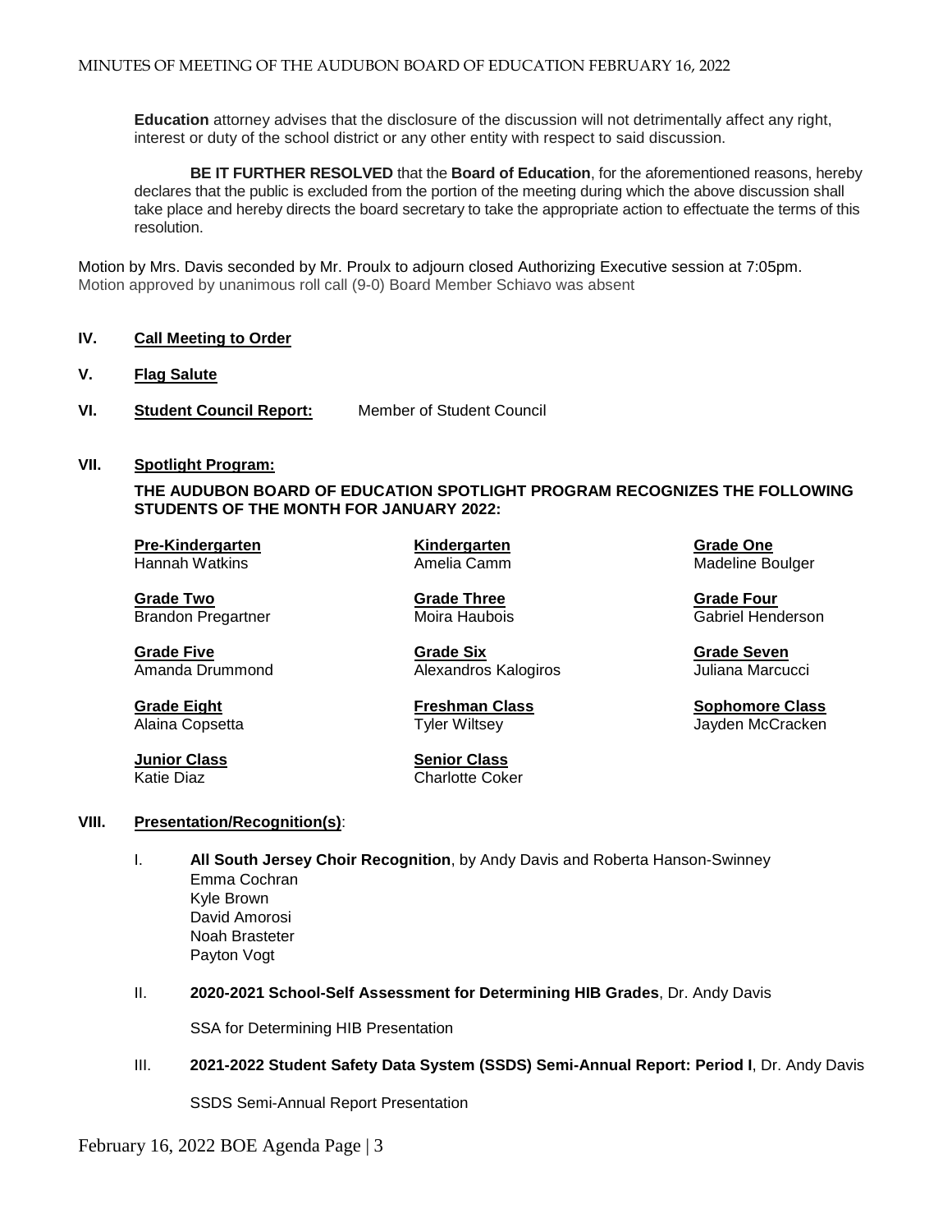**Education** attorney advises that the disclosure of the discussion will not detrimentally affect any right, interest or duty of the school district or any other entity with respect to said discussion.

**BE IT FURTHER RESOLVED** that the **Board of Education**, for the aforementioned reasons, hereby declares that the public is excluded from the portion of the meeting during which the above discussion shall take place and hereby directs the board secretary to take the appropriate action to effectuate the terms of this resolution.

Motion by Mrs. Davis seconded by Mr. Proulx to adjourn closed Authorizing Executive session at 7:05pm. Motion approved by unanimous roll call (9-0) Board Member Schiavo was absent

**IV. Call Meeting to Order**

**V. Flag Salute**

**VI. Student Council Report:** Member of Student Council

**VII. Spotlight Program:**

**THE AUDUBON BOARD OF EDUCATION SPOTLIGHT PROGRAM RECOGNIZES THE FOLLOWING STUDENTS OF THE MONTH FOR JANUARY 2022:**

**Pre-Kindergarten**
Hannah Watkins

**Kindergarten**
Amelia Camm

**Grade One**
Madeline Boulger

**Grade Two**
Brandon Pregartner

**Grade Three**
Moira Haubois

**Grade Four**
Gabriel Henderson

**Grade Five**
Amanda Drummond

**Grade Six**
Alexandros Kalogiros

**Grade Seven**
Juliana Marcucci

**Grade Eight**
Alaina Copsetta

**Freshman Class**
Tyler Wiltsey

**Sophomore Class**
Jayden McCracken

**Junior Class**
Katie Diaz

**Senior Class**
Charlotte Coker

**VIII. Presentation/Recognition(s)**:

I. **All South Jersey Choir Recognition**, by Andy Davis and Roberta Hanson-Swinney
Emma Cochran
Kyle Brown
David Amorosi
Noah Brasteter
Payton Vogt

II. **2020-2021 School-Self Assessment for Determining HIB Grades**, Dr. Andy Davis

SSA for Determining HIB Presentation

III. **2021-2022 Student Safety Data System (SSDS) Semi-Annual Report: Period I**, Dr. Andy Davis

SSDS Semi-Annual Report Presentation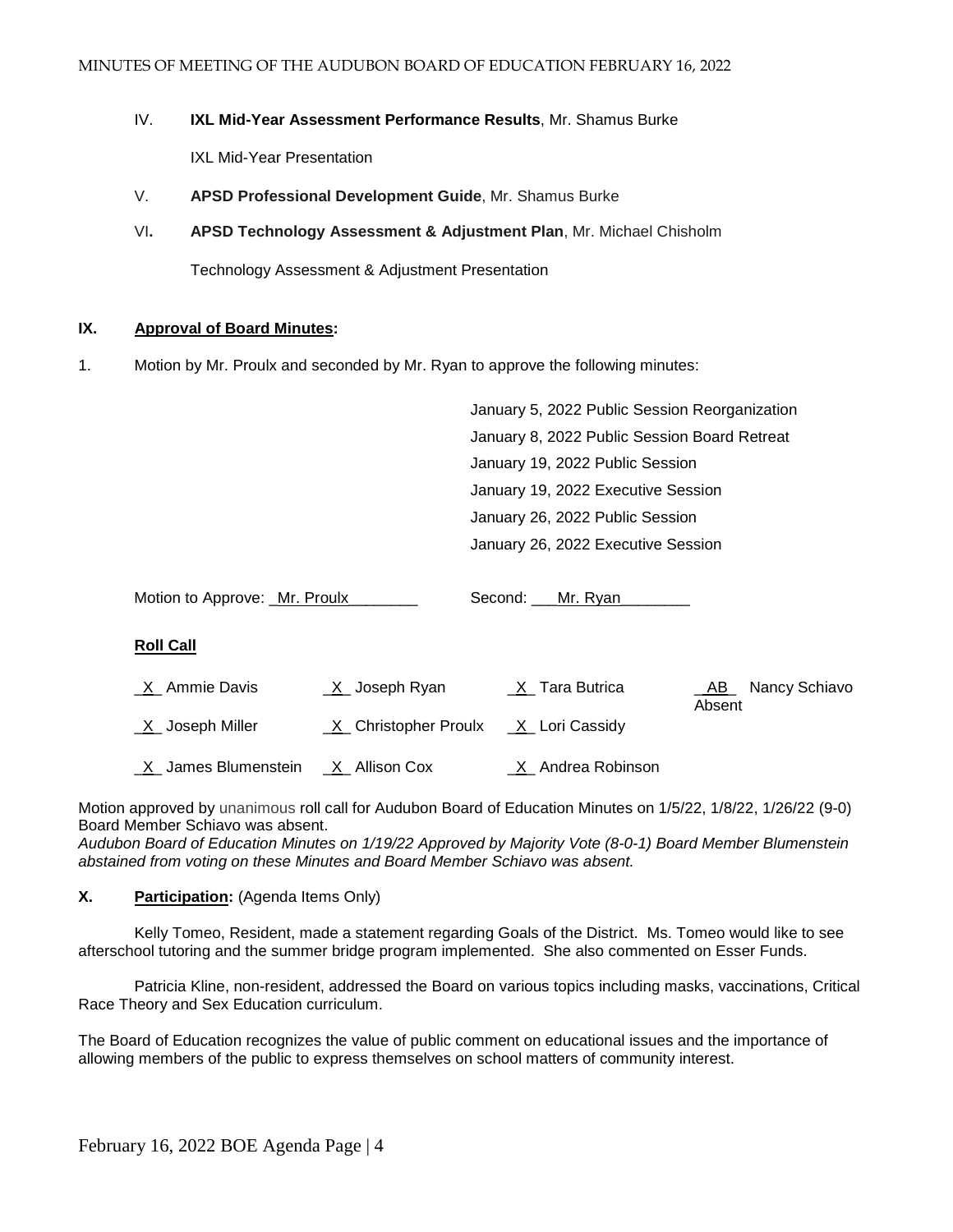IV. **IXL Mid-Year Assessment Performance Results**, Mr. Shamus Burke

IXL Mid-Year Presentation

V. **APSD Professional Development Guide**, Mr. Shamus Burke

VI**.** **APSD Technology Assessment & Adjustment Plan**, Mr. Michael Chisholm

Technology Assessment & Adjustment Presentation

## IX. Approval of Board Minutes:

1. Motion by Mr. Proulx and seconded by Mr. Ryan to approve the following minutes:

January 5, 2022 Public Session Reorganization
January 8, 2022 Public Session Board Retreat
January 19, 2022 Public Session
January 19, 2022 Executive Session
January 26, 2022 Public Session
January 26, 2022 Executive Session

Motion to Approve: _Mr. Proulx________ Second: ___Mr. Ryan________

**Roll Call**

| | | | |
|---|---|---|---|
| _X_ Ammie Davis | _X_ Joseph Ryan | _X_ Tara Butrica | _AB_ Nancy Schiavo Absent |
| _X_ Joseph Miller | _X_ Christopher Proulx | _X_ Lori Cassidy | |
| _X_ James Blumenstein | _X_ Allison Cox | _X_ Andrea Robinson | |

Motion approved by unanimous roll call for Audubon Board of Education Minutes on 1/5/22, 1/8/22, 1/26/22 (9-0) Board Member Schiavo was absent.
*Audubon Board of Education Minutes on 1/19/22 Approved by Majority Vote (8-0-1) Board Member Blumenstein abstained from voting on these Minutes and Board Member Schiavo was absent.*

## X. Participation: (Agenda Items Only)

Kelly Tomeo, Resident, made a statement regarding Goals of the District. Ms. Tomeo would like to see afterschool tutoring and the summer bridge program implemented. She also commented on Esser Funds.

Patricia Kline, non-resident, addressed the Board on various topics including masks, vaccinations, Critical Race Theory and Sex Education curriculum.

The Board of Education recognizes the value of public comment on educational issues and the importance of allowing members of the public to express themselves on school matters of community interest.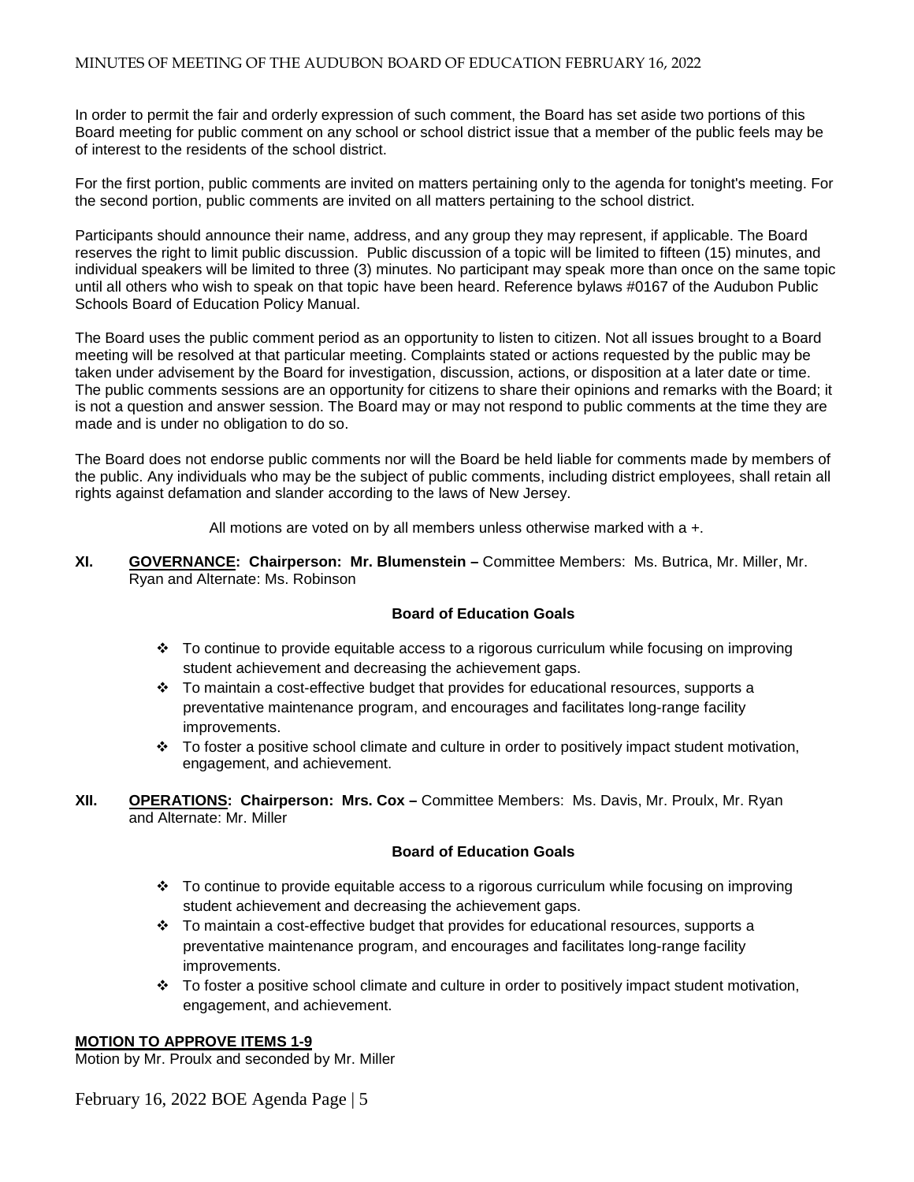In order to permit the fair and orderly expression of such comment, the Board has set aside two portions of this Board meeting for public comment on any school or school district issue that a member of the public feels may be of interest to the residents of the school district.

For the first portion, public comments are invited on matters pertaining only to the agenda for tonight's meeting. For the second portion, public comments are invited on all matters pertaining to the school district.

Participants should announce their name, address, and any group they may represent, if applicable. The Board reserves the right to limit public discussion. Public discussion of a topic will be limited to fifteen (15) minutes, and individual speakers will be limited to three (3) minutes. No participant may speak more than once on the same topic until all others who wish to speak on that topic have been heard. Reference bylaws #0167 of the Audubon Public Schools Board of Education Policy Manual.

The Board uses the public comment period as an opportunity to listen to citizen. Not all issues brought to a Board meeting will be resolved at that particular meeting. Complaints stated or actions requested by the public may be taken under advisement by the Board for investigation, discussion, actions, or disposition at a later date or time. The public comments sessions are an opportunity for citizens to share their opinions and remarks with the Board; it is not a question and answer session. The Board may or may not respond to public comments at the time they are made and is under no obligation to do so.

The Board does not endorse public comments nor will the Board be held liable for comments made by members of the public. Any individuals who may be the subject of public comments, including district employees, shall retain all rights against defamation and slander according to the laws of New Jersey.

All motions are voted on by all members unless otherwise marked with a +.

**XI. GOVERNANCE: Chairperson: Mr. Blumenstein –** Committee Members: Ms. Butrica, Mr. Miller, Mr. Ryan and Alternate: Ms. Robinson

**Board of Education Goals**

- To continue to provide equitable access to a rigorous curriculum while focusing on improving student achievement and decreasing the achievement gaps.
- To maintain a cost-effective budget that provides for educational resources, supports a preventative maintenance program, and encourages and facilitates long-range facility improvements.
- To foster a positive school climate and culture in order to positively impact student motivation, engagement, and achievement.

**XII. OPERATIONS: Chairperson: Mrs. Cox –** Committee Members: Ms. Davis, Mr. Proulx, Mr. Ryan and Alternate: Mr. Miller

**Board of Education Goals**

- To continue to provide equitable access to a rigorous curriculum while focusing on improving student achievement and decreasing the achievement gaps.
- To maintain a cost-effective budget that provides for educational resources, supports a preventative maintenance program, and encourages and facilitates long-range facility improvements.
- To foster a positive school climate and culture in order to positively impact student motivation, engagement, and achievement.

**MOTION TO APPROVE ITEMS 1-9**

Motion by Mr. Proulx and seconded by Mr. Miller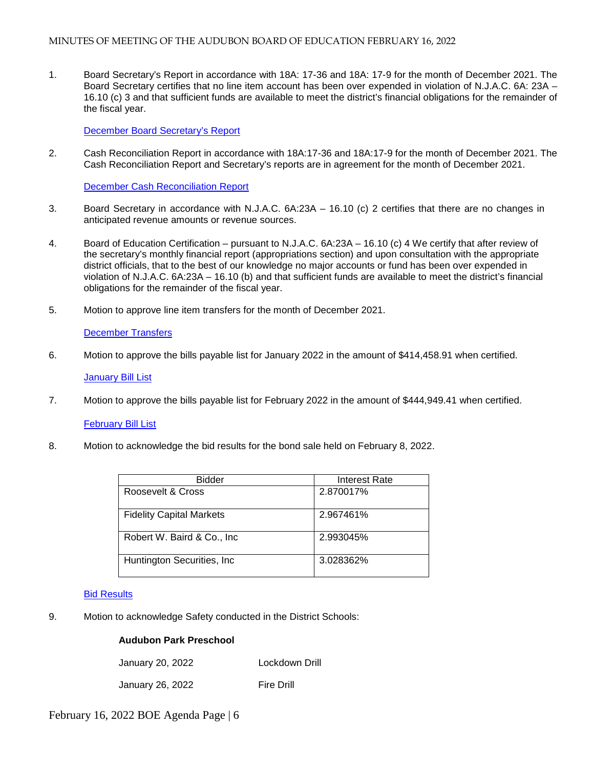1. Board Secretary's Report in accordance with 18A: 17-36 and 18A: 17-9 for the month of December 2021. The Board Secretary certifies that no line item account has been over expended in violation of N.J.A.C. 6A: 23A – 16.10 (c) 3 and that sufficient funds are available to meet the district's financial obligations for the remainder of the fiscal year.

   December Board Secretary's Report

2. Cash Reconciliation Report in accordance with 18A:17-36 and 18A:17-9 for the month of December 2021. The Cash Reconciliation Report and Secretary's reports are in agreement for the month of December 2021.

   December Cash Reconciliation Report

3. Board Secretary in accordance with N.J.A.C. 6A:23A – 16.10 (c) 2 certifies that there are no changes in anticipated revenue amounts or revenue sources.

4. Board of Education Certification – pursuant to N.J.A.C. 6A:23A – 16.10 (c) 4 We certify that after review of the secretary's monthly financial report (appropriations section) and upon consultation with the appropriate district officials, that to the best of our knowledge no major accounts or fund has been over expended in violation of N.J.A.C. 6A:23A – 16.10 (b) and that sufficient funds are available to meet the district's financial obligations for the remainder of the fiscal year.

5. Motion to approve line item transfers for the month of December 2021.

   December Transfers

6. Motion to approve the bills payable list for January 2022 in the amount of $414,458.91 when certified.

   January Bill List

7. Motion to approve the bills payable list for February 2022 in the amount of $444,949.41 when certified.

   February Bill List

8. Motion to acknowledge the bid results for the bond sale held on February 8, 2022.

| Bidder | Interest Rate |
|---|---|
| Roosevelt & Cross | 2.870017% |
| Fidelity Capital Markets | 2.967461% |
| Robert W. Baird & Co., Inc | 2.993045% |
| Huntington Securities, Inc | 3.028362% |

   Bid Results

9. Motion to acknowledge Safety conducted in the District Schools:

   **Audubon Park Preschool**

   January 20, 2022 Lockdown Drill

   January 26, 2022 Fire Drill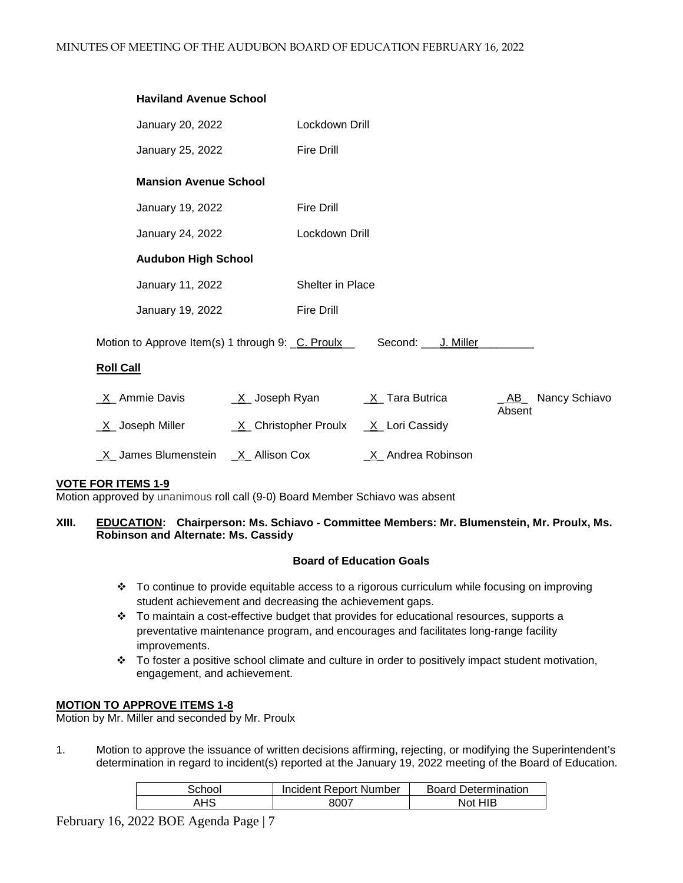**Haviland Avenue School**

| | |
|---|---|
| January 20, 2022 | Lockdown Drill |
| January 25, 2022 | Fire Drill |

**Mansion Avenue School**

| | |
|---|---|
| January 19, 2022 | Fire Drill |
| January 24, 2022 | Lockdown Drill |

**Audubon High School**

| | |
|---|---|
| January 11, 2022 | Shelter in Place |
| January 19, 2022 | Fire Drill |

Motion to Approve Item(s) 1 through 9: _C. Proulx__ Second: ___J. Miller_________

**Roll Call**

_X_ Ammie Davis _X_ Joseph Ryan _X_ Tara Butrica _AB_ Nancy Schiavo Absent

_X_ Joseph Miller _X_ Christopher Proulx _X_ Lori Cassidy

_X_ James Blumenstein _X_ Allison Cox _X_ Andrea Robinson

**VOTE FOR ITEMS 1-9**

Motion approved by unanimous roll call (9-0) Board Member Schiavo was absent

**XIII. EDUCATION: Chairperson: Ms. Schiavo - Committee Members: Mr. Blumenstein, Mr. Proulx, Ms. Robinson and Alternate: Ms. Cassidy**

**Board of Education Goals**

- To continue to provide equitable access to a rigorous curriculum while focusing on improving student achievement and decreasing the achievement gaps.
- To maintain a cost-effective budget that provides for educational resources, supports a preventative maintenance program, and encourages and facilitates long-range facility improvements.
- To foster a positive school climate and culture in order to positively impact student motivation, engagement, and achievement.

**MOTION TO APPROVE ITEMS 1-8**

Motion by Mr. Miller and seconded by Mr. Proulx

1. Motion to approve the issuance of written decisions affirming, rejecting, or modifying the Superintendent's determination in regard to incident(s) reported at the January 19, 2022 meeting of the Board of Education.

| School | Incident Report Number | Board Determination |
|---|---|---|
| AHS | 8007 | Not HIB |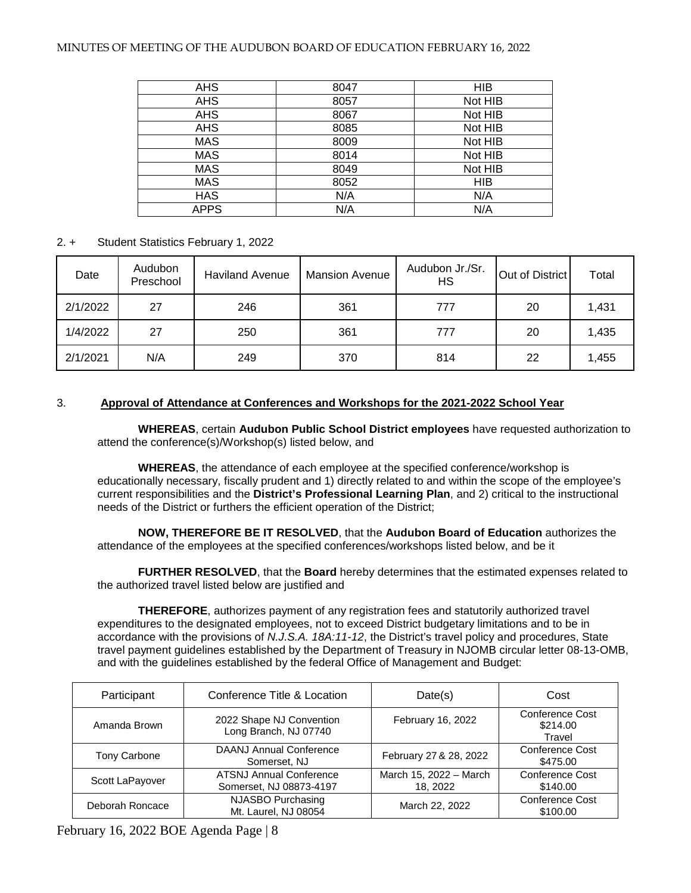| AHS | 8047 | HIB |
|---|---|---|
| AHS | 8057 | Not HIB |
| AHS | 8067 | Not HIB |
| AHS | 8085 | Not HIB |
| MAS | 8009 | Not HIB |
| MAS | 8014 | Not HIB |
| MAS | 8049 | Not HIB |
| MAS | 8052 | HIB |
| HAS | N/A | N/A |
| APPS | N/A | N/A |

2. + Student Statistics February 1, 2022

| Date | Audubon Preschool | Haviland Avenue | Mansion Avenue | Audubon Jr./Sr. HS | Out of District | Total |
|---|---|---|---|---|---|---|
| 2/1/2022 | 27 | 246 | 361 | 777 | 20 | 1,431 |
| 1/4/2022 | 27 | 250 | 361 | 777 | 20 | 1,435 |
| 2/1/2021 | N/A | 249 | 370 | 814 | 22 | 1,455 |

3. **Approval of Attendance at Conferences and Workshops for the 2021-2022 School Year**

**WHEREAS**, certain **Audubon Public School District employees** have requested authorization to attend the conference(s)/Workshop(s) listed below, and

**WHEREAS**, the attendance of each employee at the specified conference/workshop is educationally necessary, fiscally prudent and 1) directly related to and within the scope of the employee's current responsibilities and the **District's Professional Learning Plan**, and 2) critical to the instructional needs of the District or furthers the efficient operation of the District;

**NOW, THEREFORE BE IT RESOLVED**, that the **Audubon Board of Education** authorizes the attendance of the employees at the specified conferences/workshops listed below, and be it

**FURTHER RESOLVED**, that the **Board** hereby determines that the estimated expenses related to the authorized travel listed below are justified and

**THEREFORE**, authorizes payment of any registration fees and statutorily authorized travel expenditures to the designated employees, not to exceed District budgetary limitations and to be in accordance with the provisions of *N.J.S.A. 18A:11-12*, the District's travel policy and procedures, State travel payment guidelines established by the Department of Treasury in NJOMB circular letter 08-13-OMB, and with the guidelines established by the federal Office of Management and Budget:

| Participant | Conference Title & Location | Date(s) | Cost |
|---|---|---|---|
| Amanda Brown | 2022 Shape NJ Convention Long Branch, NJ 07740 | February 16, 2022 | Conference Cost $214.00 Travel |
| Tony Carbone | DAANJ Annual Conference Somerset, NJ | February 27 & 28, 2022 | Conference Cost $475.00 |
| Scott LaPayover | ATSNJ Annual Conference Somerset, NJ 08873-4197 | March 15, 2022 – March 18, 2022 | Conference Cost $140.00 |
| Deborah Roncace | NJASBO Purchasing Mt. Laurel, NJ 08054 | March 22, 2022 | Conference Cost $100.00 |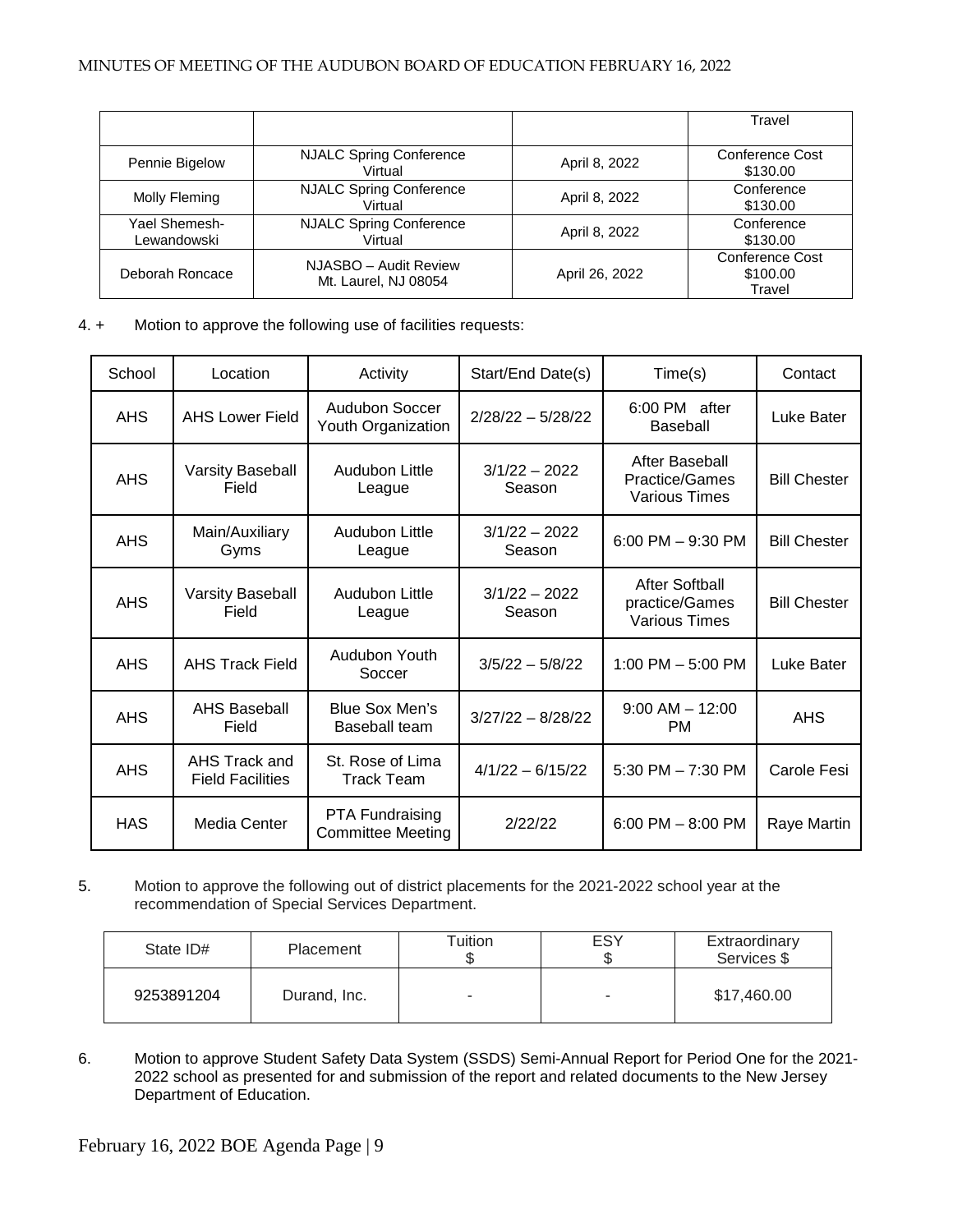| | | | Travel |
|---|---|---|---|
| Pennie Bigelow | NJALC Spring Conference Virtual | April 8, 2022 | Conference Cost $130.00 |
| Molly Fleming | NJALC Spring Conference Virtual | April 8, 2022 | Conference $130.00 |
| Yael Shemesh-Lewandowski | NJALC Spring Conference Virtual | April 8, 2022 | Conference $130.00 |
| Deborah Roncace | NJASBO – Audit Review Mt. Laurel, NJ 08054 | April 26, 2022 | Conference Cost $100.00 Travel |

4. + Motion to approve the following use of facilities requests:

| School | Location | Activity | Start/End Date(s) | Time(s) | Contact |
|---|---|---|---|---|---|
| AHS | AHS Lower Field | Audubon Soccer Youth Organization | 2/28/22 – 5/28/22 | 6:00 PM after Baseball | Luke Bater |
| AHS | Varsity Baseball Field | Audubon Little League | 3/1/22 – 2022 Season | After Baseball Practice/Games Various Times | Bill Chester |
| AHS | Main/Auxiliary Gyms | Audubon Little League | 3/1/22 – 2022 Season | 6:00 PM – 9:30 PM | Bill Chester |
| AHS | Varsity Baseball Field | Audubon Little League | 3/1/22 – 2022 Season | After Softball practice/Games Various Times | Bill Chester |
| AHS | AHS Track Field | Audubon Youth Soccer | 3/5/22 – 5/8/22 | 1:00 PM – 5:00 PM | Luke Bater |
| AHS | AHS Baseball Field | Blue Sox Men's Baseball team | 3/27/22 – 8/28/22 | 9:00 AM – 12:00 PM | AHS |
| AHS | AHS Track and Field Facilities | St. Rose of Lima Track Team | 4/1/22 – 6/15/22 | 5:30 PM – 7:30 PM | Carole Fesi |
| HAS | Media Center | PTA Fundraising Committee Meeting | 2/22/22 | 6:00 PM – 8:00 PM | Raye Martin |

5. Motion to approve the following out of district placements for the 2021-2022 school year at the recommendation of Special Services Department.

| State ID# | Placement | Tuition $ | ESY $ | Extraordinary Services $ |
|---|---|---|---|---|
| 9253891204 | Durand, Inc. | - | - | $17,460.00 |

6. Motion to approve Student Safety Data System (SSDS) Semi-Annual Report for Period One for the 2021-2022 school as presented for and submission of the report and related documents to the New Jersey Department of Education.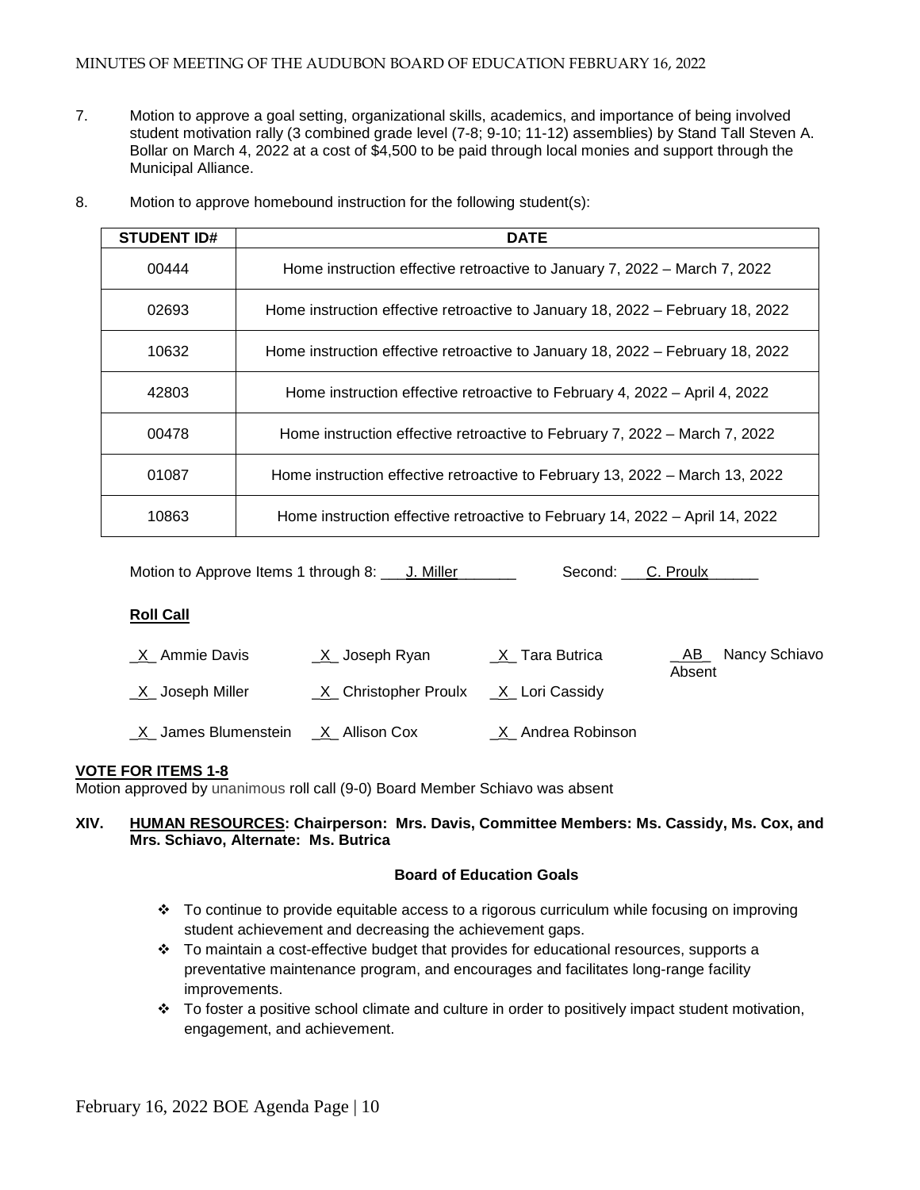7. Motion to approve a goal setting, organizational skills, academics, and importance of being involved student motivation rally (3 combined grade level (7-8; 9-10; 11-12) assemblies) by Stand Tall Steven A. Bollar on March 4, 2022 at a cost of $4,500 to be paid through local monies and support through the Municipal Alliance.

8. Motion to approve homebound instruction for the following student(s):

| STUDENT ID# | DATE |
|---|---|
| 00444 | Home instruction effective retroactive to January 7, 2022 – March 7, 2022 |
| 02693 | Home instruction effective retroactive to January 18, 2022 – February 18, 2022 |
| 10632 | Home instruction effective retroactive to January 18, 2022 – February 18, 2022 |
| 42803 | Home instruction effective retroactive to February 4, 2022 – April 4, 2022 |
| 00478 | Home instruction effective retroactive to February 7, 2022 – March 7, 2022 |
| 01087 | Home instruction effective retroactive to February 13, 2022 – March 13, 2022 |
| 10863 | Home instruction effective retroactive to February 14, 2022 – April 14, 2022 |

Motion to Approve Items 1 through 8: ___J. Miller_______ Second: ___C. Proulx______

**Roll Call**

_X_ Ammie Davis _X_ Joseph Ryan _X_ Tara Butrica _AB_ Nancy Schiavo Absent

_X_ Joseph Miller _X_ Christopher Proulx _X_ Lori Cassidy

_X_ James Blumenstein _X_ Allison Cox _X_ Andrea Robinson

**VOTE FOR ITEMS 1-8**

Motion approved by unanimous roll call (9-0) Board Member Schiavo was absent

**XIV. HUMAN RESOURCES: Chairperson: Mrs. Davis, Committee Members: Ms. Cassidy, Ms. Cox, and Mrs. Schiavo, Alternate: Ms. Butrica**

**Board of Education Goals**

- To continue to provide equitable access to a rigorous curriculum while focusing on improving student achievement and decreasing the achievement gaps.
- To maintain a cost-effective budget that provides for educational resources, supports a preventative maintenance program, and encourages and facilitates long-range facility improvements.
- To foster a positive school climate and culture in order to positively impact student motivation, engagement, and achievement.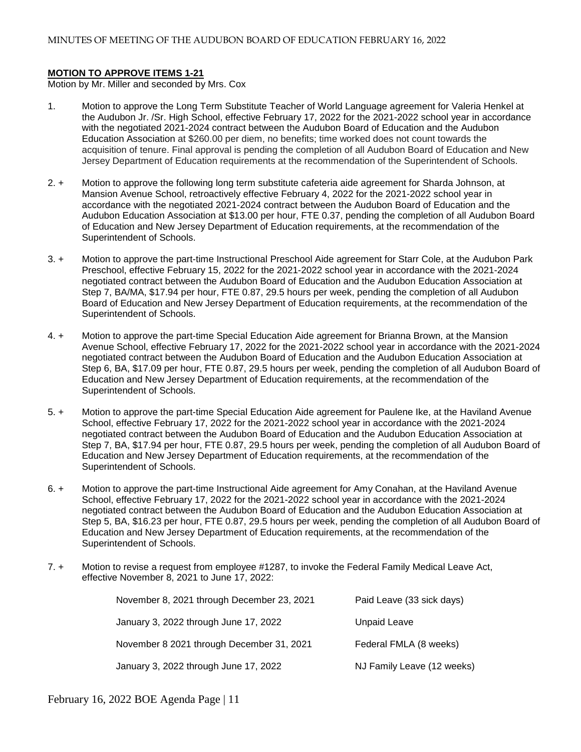**MOTION TO APPROVE ITEMS 1-21**

Motion by Mr. Miller and seconded by Mrs. Cox

1. Motion to approve the Long Term Substitute Teacher of World Language agreement for Valeria Henkel at the Audubon Jr. /Sr. High School, effective February 17, 2022 for the 2021-2022 school year in accordance with the negotiated 2021-2024 contract between the Audubon Board of Education and the Audubon Education Association at $260.00 per diem, no benefits; time worked does not count towards the acquisition of tenure. Final approval is pending the completion of all Audubon Board of Education and New Jersey Department of Education requirements at the recommendation of the Superintendent of Schools.

2. + Motion to approve the following long term substitute cafeteria aide agreement for Sharda Johnson, at Mansion Avenue School, retroactively effective February 4, 2022 for the 2021-2022 school year in accordance with the negotiated 2021-2024 contract between the Audubon Board of Education and the Audubon Education Association at $13.00 per hour, FTE 0.37, pending the completion of all Audubon Board of Education and New Jersey Department of Education requirements, at the recommendation of the Superintendent of Schools.

3. + Motion to approve the part-time Instructional Preschool Aide agreement for Starr Cole, at the Audubon Park Preschool, effective February 15, 2022 for the 2021-2022 school year in accordance with the 2021-2024 negotiated contract between the Audubon Board of Education and the Audubon Education Association at Step 7, BA/MA, $17.94 per hour, FTE 0.87, 29.5 hours per week, pending the completion of all Audubon Board of Education and New Jersey Department of Education requirements, at the recommendation of the Superintendent of Schools.

4. + Motion to approve the part-time Special Education Aide agreement for Brianna Brown, at the Mansion Avenue School, effective February 17, 2022 for the 2021-2022 school year in accordance with the 2021-2024 negotiated contract between the Audubon Board of Education and the Audubon Education Association at Step 6, BA, $17.09 per hour, FTE 0.87, 29.5 hours per week, pending the completion of all Audubon Board of Education and New Jersey Department of Education requirements, at the recommendation of the Superintendent of Schools.

5. + Motion to approve the part-time Special Education Aide agreement for Paulene Ike, at the Haviland Avenue School, effective February 17, 2022 for the 2021-2022 school year in accordance with the 2021-2024 negotiated contract between the Audubon Board of Education and the Audubon Education Association at Step 7, BA, $17.94 per hour, FTE 0.87, 29.5 hours per week, pending the completion of all Audubon Board of Education and New Jersey Department of Education requirements, at the recommendation of the Superintendent of Schools.

6. + Motion to approve the part-time Instructional Aide agreement for Amy Conahan, at the Haviland Avenue School, effective February 17, 2022 for the 2021-2022 school year in accordance with the 2021-2024 negotiated contract between the Audubon Board of Education and the Audubon Education Association at Step 5, BA, $16.23 per hour, FTE 0.87, 29.5 hours per week, pending the completion of all Audubon Board of Education and New Jersey Department of Education requirements, at the recommendation of the Superintendent of Schools.

7. + Motion to revise a request from employee #1287, to invoke the Federal Family Medical Leave Act, effective November 8, 2021 to June 17, 2022:

| | |
|---|---|
| November 8, 2021 through December 23, 2021 | Paid Leave (33 sick days) |
| January 3, 2022 through June 17, 2022 | Unpaid Leave |
| November 8 2021 through December 31, 2021 | Federal FMLA (8 weeks) |
| January 3, 2022 through June 17, 2022 | NJ Family Leave (12 weeks) |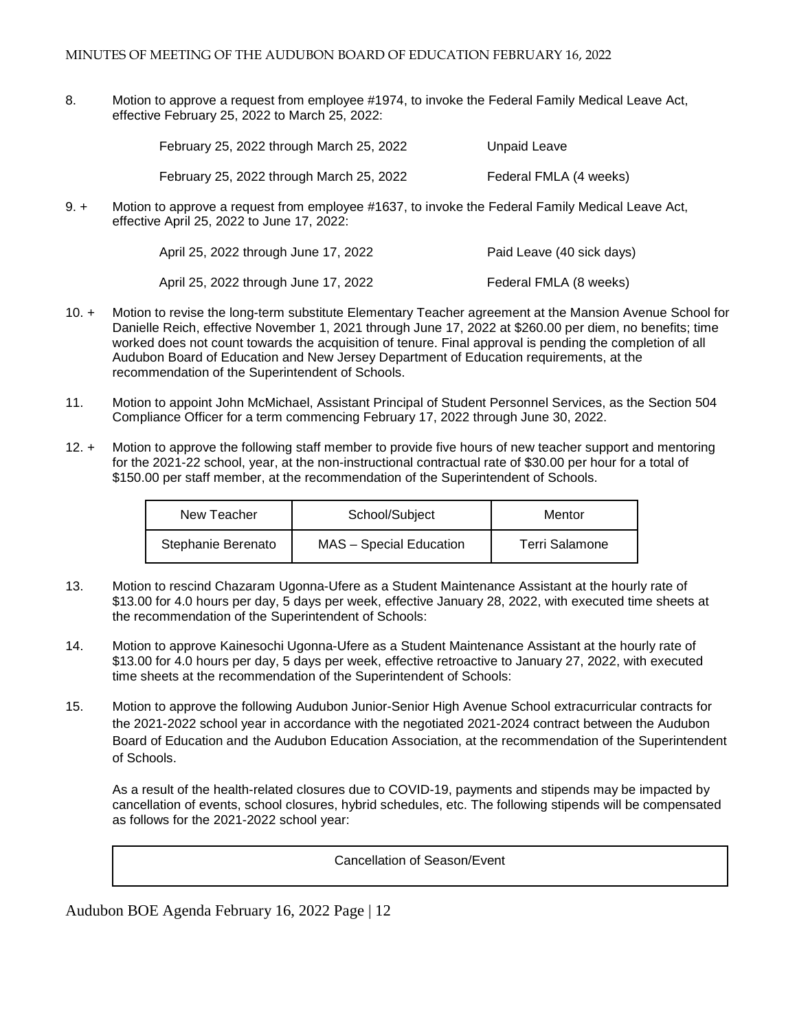8. Motion to approve a request from employee #1974, to invoke the Federal Family Medical Leave Act, effective February 25, 2022 to March 25, 2022:

| | |
|---|---|
| February 25, 2022 through March 25, 2022 | Unpaid Leave |
| February 25, 2022 through March 25, 2022 | Federal FMLA (4 weeks) |

9. + Motion to approve a request from employee #1637, to invoke the Federal Family Medical Leave Act, effective April 25, 2022 to June 17, 2022:

| | |
|---|---|
| April 25, 2022 through June 17, 2022 | Paid Leave (40 sick days) |
| April 25, 2022 through June 17, 2022 | Federal FMLA (8 weeks) |

10. + Motion to revise the long-term substitute Elementary Teacher agreement at the Mansion Avenue School for Danielle Reich, effective November 1, 2021 through June 17, 2022 at $260.00 per diem, no benefits; time worked does not count towards the acquisition of tenure. Final approval is pending the completion of all Audubon Board of Education and New Jersey Department of Education requirements, at the recommendation of the Superintendent of Schools.

11. Motion to appoint John McMichael, Assistant Principal of Student Personnel Services, as the Section 504 Compliance Officer for a term commencing February 17, 2022 through June 30, 2022.

12. + Motion to approve the following staff member to provide five hours of new teacher support and mentoring for the 2021-22 school, year, at the non-instructional contractual rate of $30.00 per hour for a total of $150.00 per staff member, at the recommendation of the Superintendent of Schools.

| New Teacher | School/Subject | Mentor |
|---|---|---|
| Stephanie Berenato | MAS – Special Education | Terri Salamone |

13. Motion to rescind Chazaram Ugonna-Ufere as a Student Maintenance Assistant at the hourly rate of $13.00 for 4.0 hours per day, 5 days per week, effective January 28, 2022, with executed time sheets at the recommendation of the Superintendent of Schools:

14. Motion to approve Kainesochi Ugonna-Ufere as a Student Maintenance Assistant at the hourly rate of $13.00 for 4.0 hours per day, 5 days per week, effective retroactive to January 27, 2022, with executed time sheets at the recommendation of the Superintendent of Schools:

15. Motion to approve the following Audubon Junior-Senior High Avenue School extracurricular contracts for the 2021-2022 school year in accordance with the negotiated 2021-2024 contract between the Audubon Board of Education and the Audubon Education Association, at the recommendation of the Superintendent of Schools.

As a result of the health-related closures due to COVID-19, payments and stipends may be impacted by cancellation of events, school closures, hybrid schedules, etc. The following stipends will be compensated as follows for the 2021-2022 school year:

| Cancellation of Season/Event |
|---|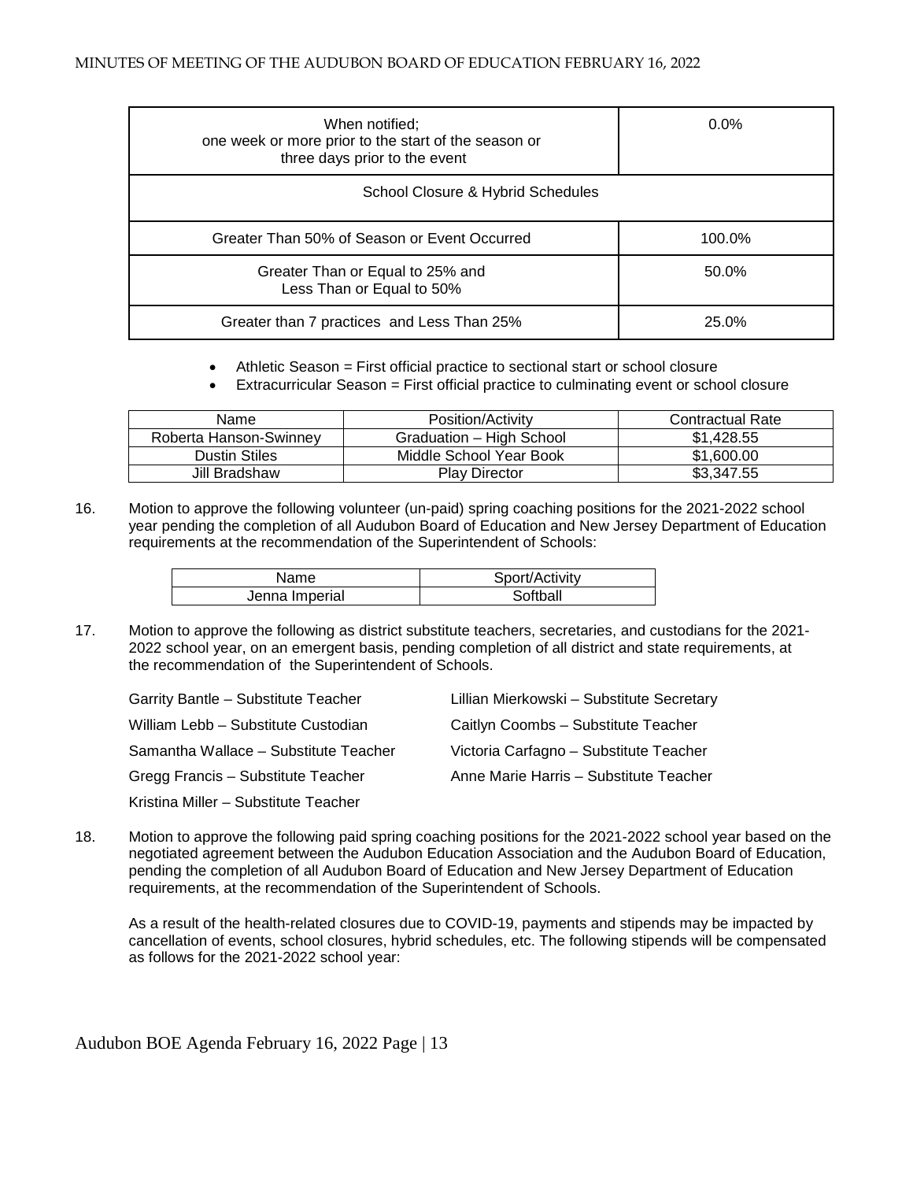| When notified; one week or more prior to the start of the season or three days prior to the event | 0.0% |
|---|---|
| School Closure & Hybrid Schedules | |
| Greater Than 50% of Season or Event Occurred | 100.0% |
| Greater Than or Equal to 25% and Less Than or Equal to 50% | 50.0% |
| Greater than 7 practices and Less Than 25% | 25.0% |

- Athletic Season = First official practice to sectional start or school closure
- Extracurricular Season = First official practice to culminating event or school closure

| Name | Position/Activity | Contractual Rate |
|---|---|---|
| Roberta Hanson-Swinney | Graduation – High School | $1,428.55 |
| Dustin Stiles | Middle School Year Book | $1,600.00 |
| Jill Bradshaw | Play Director | $3,347.55 |

16. Motion to approve the following volunteer (un-paid) spring coaching positions for the 2021-2022 school year pending the completion of all Audubon Board of Education and New Jersey Department of Education requirements at the recommendation of the Superintendent of Schools:

| Name | Sport/Activity |
|---|---|
| Jenna Imperial | Softball |

17. Motion to approve the following as district substitute teachers, secretaries, and custodians for the 2021-2022 school year, on an emergent basis, pending completion of all district and state requirements, at the recommendation of the Superintendent of Schools.

Garrity Bantle – Substitute Teacher
William Lebb – Substitute Custodian
Samantha Wallace – Substitute Teacher
Gregg Francis – Substitute Teacher
Kristina Miller – Substitute Teacher
Lillian Mierkowski – Substitute Secretary
Caitlyn Coombs – Substitute Teacher
Victoria Carfagno – Substitute Teacher
Anne Marie Harris – Substitute Teacher

18. Motion to approve the following paid spring coaching positions for the 2021-2022 school year based on the negotiated agreement between the Audubon Education Association and the Audubon Board of Education, pending the completion of all Audubon Board of Education and New Jersey Department of Education requirements, at the recommendation of the Superintendent of Schools.

As a result of the health-related closures due to COVID-19, payments and stipends may be impacted by cancellation of events, school closures, hybrid schedules, etc. The following stipends will be compensated as follows for the 2021-2022 school year: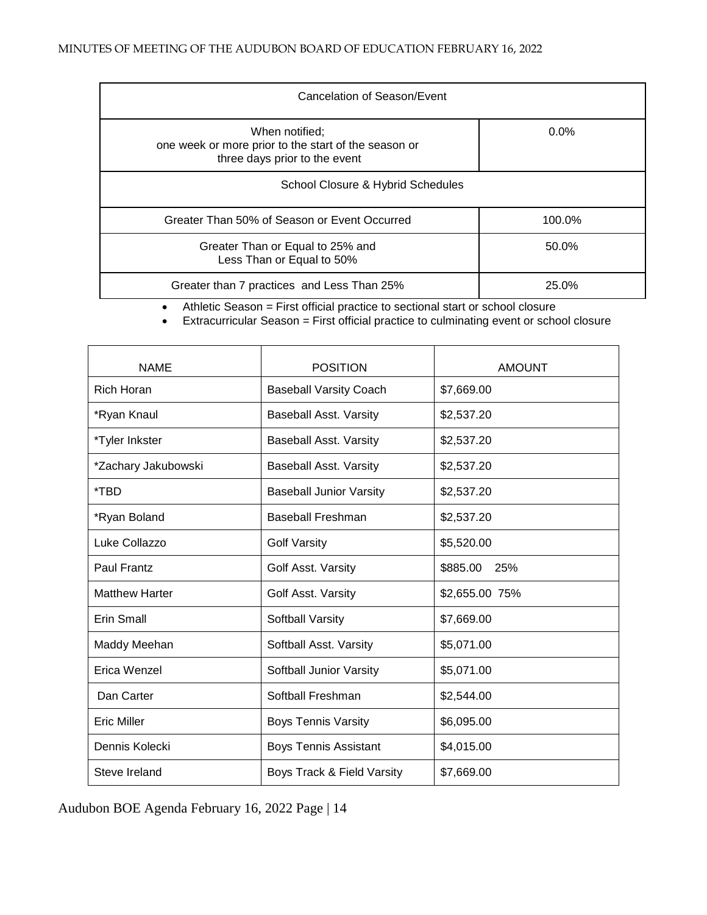| Cancelation of Season/Event | |
|---|---|
| When notified;<br>one week or more prior to the start of the season or<br>three days prior to the event | 0.0% |
| School Closure & Hybrid Schedules | |
| Greater Than 50% of Season or Event Occurred | 100.0% |
| Greater Than or Equal to 25% and<br>Less Than or Equal to 50% | 50.0% |
| Greater than 7 practices and Less Than 25% | 25.0% |

- Athletic Season = First official practice to sectional start or school closure
- Extracurricular Season = First official practice to culminating event or school closure

| NAME | POSITION | AMOUNT |
|---|---|---|
| Rich Horan | Baseball Varsity Coach | $7,669.00 |
| *Ryan Knaul | Baseball Asst. Varsity | $2,537.20 |
| *Tyler Inkster | Baseball Asst. Varsity | $2,537.20 |
| *Zachary Jakubowski | Baseball Asst. Varsity | $2,537.20 |
| *TBD | Baseball Junior Varsity | $2,537.20 |
| *Ryan Boland | Baseball Freshman | $2,537.20 |
| Luke Collazzo | Golf Varsity | $5,520.00 |
| Paul Frantz | Golf Asst. Varsity | $885.00 25% |
| Matthew Harter | Golf Asst. Varsity | $2,655.00 75% |
| Erin Small | Softball Varsity | $7,669.00 |
| Maddy Meehan | Softball Asst. Varsity | $5,071.00 |
| Erica Wenzel | Softball Junior Varsity | $5,071.00 |
| Dan Carter | Softball Freshman | $2,544.00 |
| Eric Miller | Boys Tennis Varsity | $6,095.00 |
| Dennis Kolecki | Boys Tennis Assistant | $4,015.00 |
| Steve Ireland | Boys Track & Field Varsity | $7,669.00 |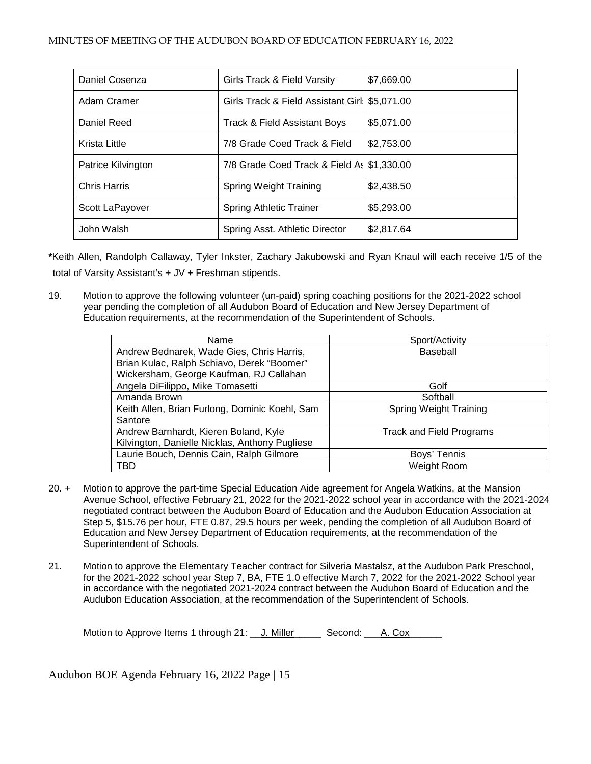| Daniel Cosenza | Girls Track & Field Varsity | $7,669.00 |
|---|---|---|
| Adam Cramer | Girls Track & Field Assistant Girl | $5,071.00 |
| Daniel Reed | Track & Field Assistant Boys | $5,071.00 |
| Krista Little | 7/8 Grade Coed Track & Field | $2,753.00 |
| Patrice Kilvington | 7/8 Grade Coed Track & Field As | $1,330.00 |
| Chris Harris | Spring Weight Training | $2,438.50 |
| Scott LaPayover | Spring Athletic Trainer | $5,293.00 |
| John Walsh | Spring Asst. Athletic Director | $2,817.64 |

**\***Keith Allen, Randolph Callaway, Tyler Inkster, Zachary Jakubowski and Ryan Knaul will each receive 1/5 of the total of Varsity Assistant's + JV + Freshman stipends.

19. Motion to approve the following volunteer (un-paid) spring coaching positions for the 2021-2022 school year pending the completion of all Audubon Board of Education and New Jersey Department of Education requirements, at the recommendation of the Superintendent of Schools.

| Name | Sport/Activity |
|---|---|
| Andrew Bednarek, Wade Gies, Chris Harris, Brian Kulac, Ralph Schiavo, Derek "Boomer" Wickersham, George Kaufman, RJ Callahan | Baseball |
| Angela DiFilippo, Mike Tomasetti | Golf |
| Amanda Brown | Softball |
| Keith Allen, Brian Furlong, Dominic Koehl, Sam Santore | Spring Weight Training |
| Andrew Barnhardt, Kieren Boland, Kyle Kilvington, Danielle Nicklas, Anthony Pugliese | Track and Field Programs |
| Laurie Bouch, Dennis Cain, Ralph Gilmore | Boys' Tennis |
| TBD | Weight Room |

20. + Motion to approve the part-time Special Education Aide agreement for Angela Watkins, at the Mansion Avenue School, effective February 21, 2022 for the 2021-2022 school year in accordance with the 2021-2024 negotiated contract between the Audubon Board of Education and the Audubon Education Association at Step 5, $15.76 per hour, FTE 0.87, 29.5 hours per week, pending the completion of all Audubon Board of Education and New Jersey Department of Education requirements, at the recommendation of the Superintendent of Schools.

21. Motion to approve the Elementary Teacher contract for Silveria Mastalsz, at the Audubon Park Preschool, for the 2021-2022 school year Step 7, BA, FTE 1.0 effective March 7, 2022 for the 2021-2022 School year in accordance with the negotiated 2021-2024 contract between the Audubon Board of Education and the Audubon Education Association, at the recommendation of the Superintendent of Schools.

Motion to Approve Items 1 through 21: \_\_J. Miller\_\_\_\_\_ Second: \_\_\_A. Cox\_\_\_\_\_\_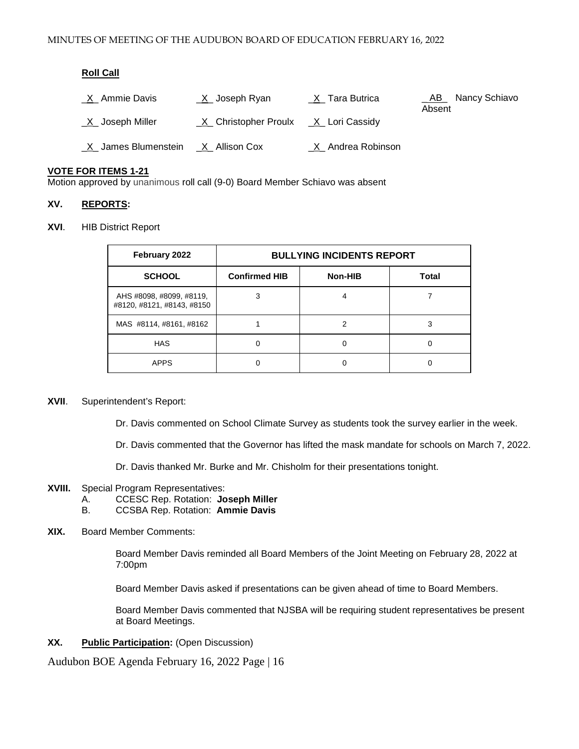**Roll Call**

| | | | |
|---|---|---|---|
| _X_ Ammie Davis | _X_ Joseph Ryan | _X_ Tara Butrica | _AB_ Nancy Schiavo Absent |
| _X_ Joseph Miller | _X_ Christopher Proulx | _X_ Lori Cassidy | |
| _X_ James Blumenstein | _X_ Allison Cox | _X_ Andrea Robinson | |

**VOTE FOR ITEMS 1-21**

Motion approved by unanimous roll call (9-0) Board Member Schiavo was absent

## XV. REPORTS:

**XVI**. HIB District Report

| February 2022 | BULLYING INCIDENTS REPORT | | |
|---|---|---|---|
| **SCHOOL** | **Confirmed HIB** | **Non-HIB** | **Total** |
| AHS #8098, #8099, #8119, #8120, #8121, #8143, #8150 | 3 | 4 | 7 |
| MAS #8114, #8161, #8162 | 1 | 2 | 3 |
| HAS | 0 | 0 | 0 |
| APPS | 0 | 0 | 0 |

**XVII**. Superintendent's Report:

Dr. Davis commented on School Climate Survey as students took the survey earlier in the week.

Dr. Davis commented that the Governor has lifted the mask mandate for schools on March 7, 2022.

Dr. Davis thanked Mr. Burke and Mr. Chisholm for their presentations tonight.

**XVIII.** Special Program Representatives:

A. CCESC Rep. Rotation: **Joseph Miller**

B. CCSBA Rep. Rotation: **Ammie Davis**

**XIX.** Board Member Comments:

Board Member Davis reminded all Board Members of the Joint Meeting on February 28, 2022 at 7:00pm

Board Member Davis asked if presentations can be given ahead of time to Board Members.

Board Member Davis commented that NJSBA will be requiring student representatives be present at Board Meetings.

**XX.** **Public Participation:** (Open Discussion)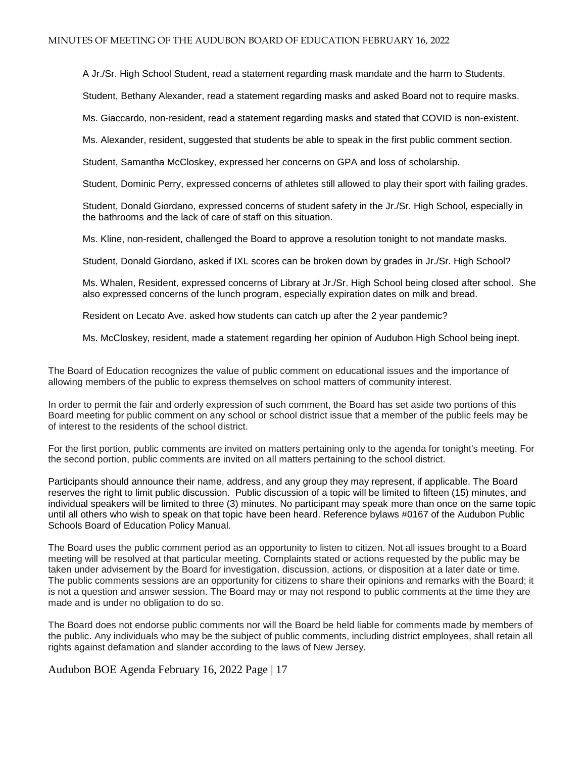A Jr./Sr. High School Student, read a statement regarding mask mandate and the harm to Students.

Student, Bethany Alexander, read a statement regarding masks and asked Board not to require masks.

Ms. Giaccardo, non-resident, read a statement regarding masks and stated that COVID is non-existent.

Ms. Alexander, resident, suggested that students be able to speak in the first public comment section.

Student, Samantha McCloskey, expressed her concerns on GPA and loss of scholarship.

Student, Dominic Perry, expressed concerns of athletes still allowed to play their sport with failing grades.

Student, Donald Giordano, expressed concerns of student safety in the Jr./Sr. High School, especially in the bathrooms and the lack of care of staff on this situation.

Ms. Kline, non-resident, challenged the Board to approve a resolution tonight to not mandate masks.

Student, Donald Giordano, asked if IXL scores can be broken down by grades in Jr./Sr. High School?

Ms. Whalen, Resident, expressed concerns of Library at Jr./Sr. High School being closed after school. She also expressed concerns of the lunch program, especially expiration dates on milk and bread.

Resident on Lecato Ave. asked how students can catch up after the 2 year pandemic?

Ms. McCloskey, resident, made a statement regarding her opinion of Audubon High School being inept.

The Board of Education recognizes the value of public comment on educational issues and the importance of allowing members of the public to express themselves on school matters of community interest.

In order to permit the fair and orderly expression of such comment, the Board has set aside two portions of this Board meeting for public comment on any school or school district issue that a member of the public feels may be of interest to the residents of the school district.

For the first portion, public comments are invited on matters pertaining only to the agenda for tonight's meeting. For the second portion, public comments are invited on all matters pertaining to the school district.

Participants should announce their name, address, and any group they may represent, if applicable. The Board reserves the right to limit public discussion. Public discussion of a topic will be limited to fifteen (15) minutes, and individual speakers will be limited to three (3) minutes. No participant may speak more than once on the same topic until all others who wish to speak on that topic have been heard. Reference bylaws #0167 of the Audubon Public Schools Board of Education Policy Manual.

The Board uses the public comment period as an opportunity to listen to citizen. Not all issues brought to a Board meeting will be resolved at that particular meeting. Complaints stated or actions requested by the public may be taken under advisement by the Board for investigation, discussion, actions, or disposition at a later date or time. The public comments sessions are an opportunity for citizens to share their opinions and remarks with the Board; it is not a question and answer session. The Board may or may not respond to public comments at the time they are made and is under no obligation to do so.

The Board does not endorse public comments nor will the Board be held liable for comments made by members of the public. Any individuals who may be the subject of public comments, including district employees, shall retain all rights against defamation and slander according to the laws of New Jersey.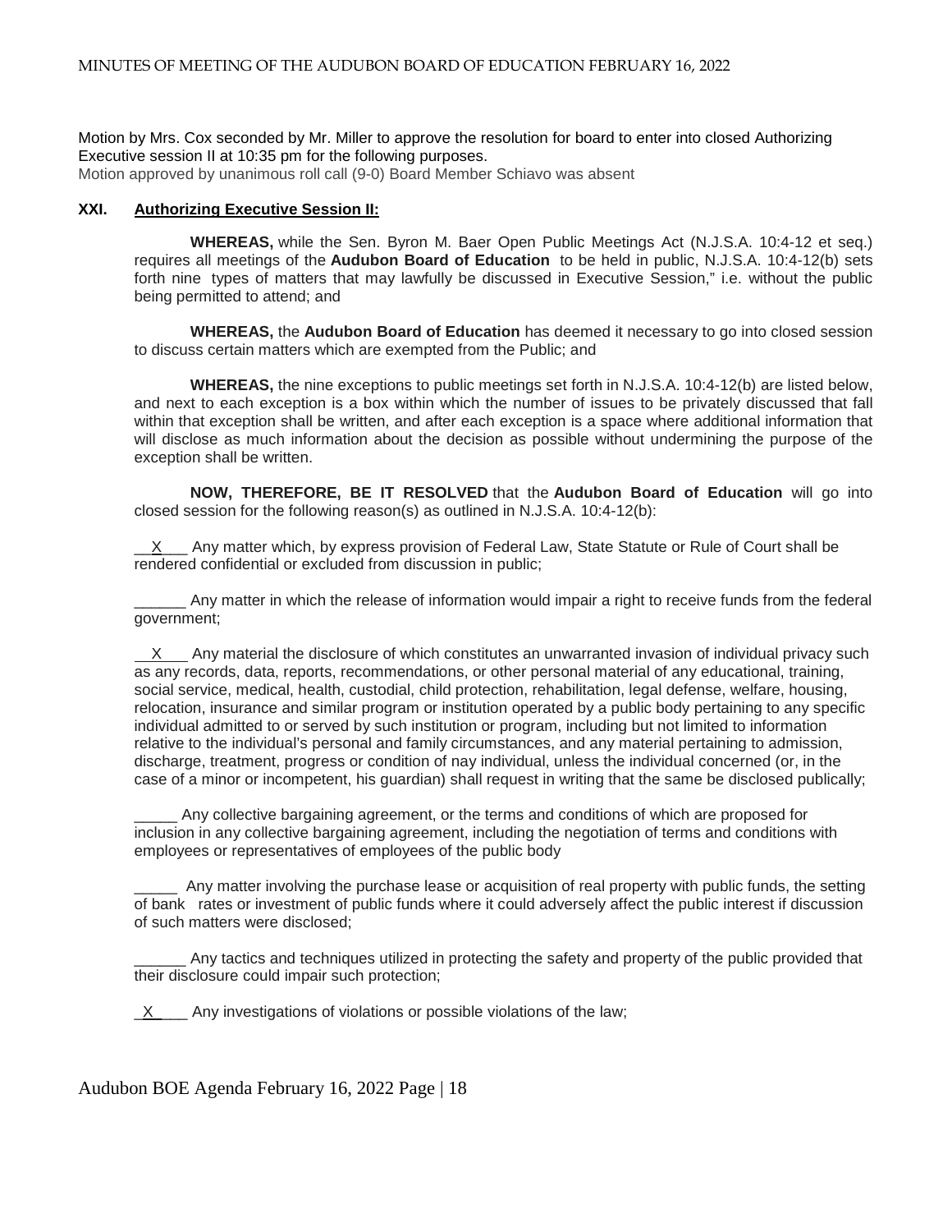Motion by Mrs. Cox seconded by Mr. Miller to approve the resolution for board to enter into closed Authorizing Executive session II at 10:35 pm for the following purposes.
Motion approved by unanimous roll call (9-0) Board Member Schiavo was absent

**XXI. Authorizing Executive Session II:**

**WHEREAS,** while the Sen. Byron M. Baer Open Public Meetings Act (N.J.S.A. 10:4-12 et seq.) requires all meetings of the **Audubon Board of Education** to be held in public, N.J.S.A. 10:4-12(b) sets forth nine types of matters that may lawfully be discussed in Executive Session," i.e. without the public being permitted to attend; and

**WHEREAS,** the **Audubon Board of Education** has deemed it necessary to go into closed session to discuss certain matters which are exempted from the Public; and

**WHEREAS,** the nine exceptions to public meetings set forth in N.J.S.A. 10:4-12(b) are listed below, and next to each exception is a box within which the number of issues to be privately discussed that fall within that exception shall be written, and after each exception is a space where additional information that will disclose as much information about the decision as possible without undermining the purpose of the exception shall be written.

**NOW, THEREFORE, BE IT RESOLVED** that the **Audubon Board of Education** will go into closed session for the following reason(s) as outlined in N.J.S.A. 10:4-12(b):

__X___ Any matter which, by express provision of Federal Law, State Statute or Rule of Court shall be rendered confidential or excluded from discussion in public;

______ Any matter in which the release of information would impair a right to receive funds from the federal government;

__X___ Any material the disclosure of which constitutes an unwarranted invasion of individual privacy such as any records, data, reports, recommendations, or other personal material of any educational, training, social service, medical, health, custodial, child protection, rehabilitation, legal defense, welfare, housing, relocation, insurance and similar program or institution operated by a public body pertaining to any specific individual admitted to or served by such institution or program, including but not limited to information relative to the individual's personal and family circumstances, and any material pertaining to admission, discharge, treatment, progress or condition of nay individual, unless the individual concerned (or, in the case of a minor or incompetent, his guardian) shall request in writing that the same be disclosed publically;

_____ Any collective bargaining agreement, or the terms and conditions of which are proposed for inclusion in any collective bargaining agreement, including the negotiation of terms and conditions with employees or representatives of employees of the public body

_____ Any matter involving the purchase lease or acquisition of real property with public funds, the setting of bank rates or investment of public funds where it could adversely affect the public interest if discussion of such matters were disclosed;

______ Any tactics and techniques utilized in protecting the safety and property of the public provided that their disclosure could impair such protection;

_X____ Any investigations of violations or possible violations of the law;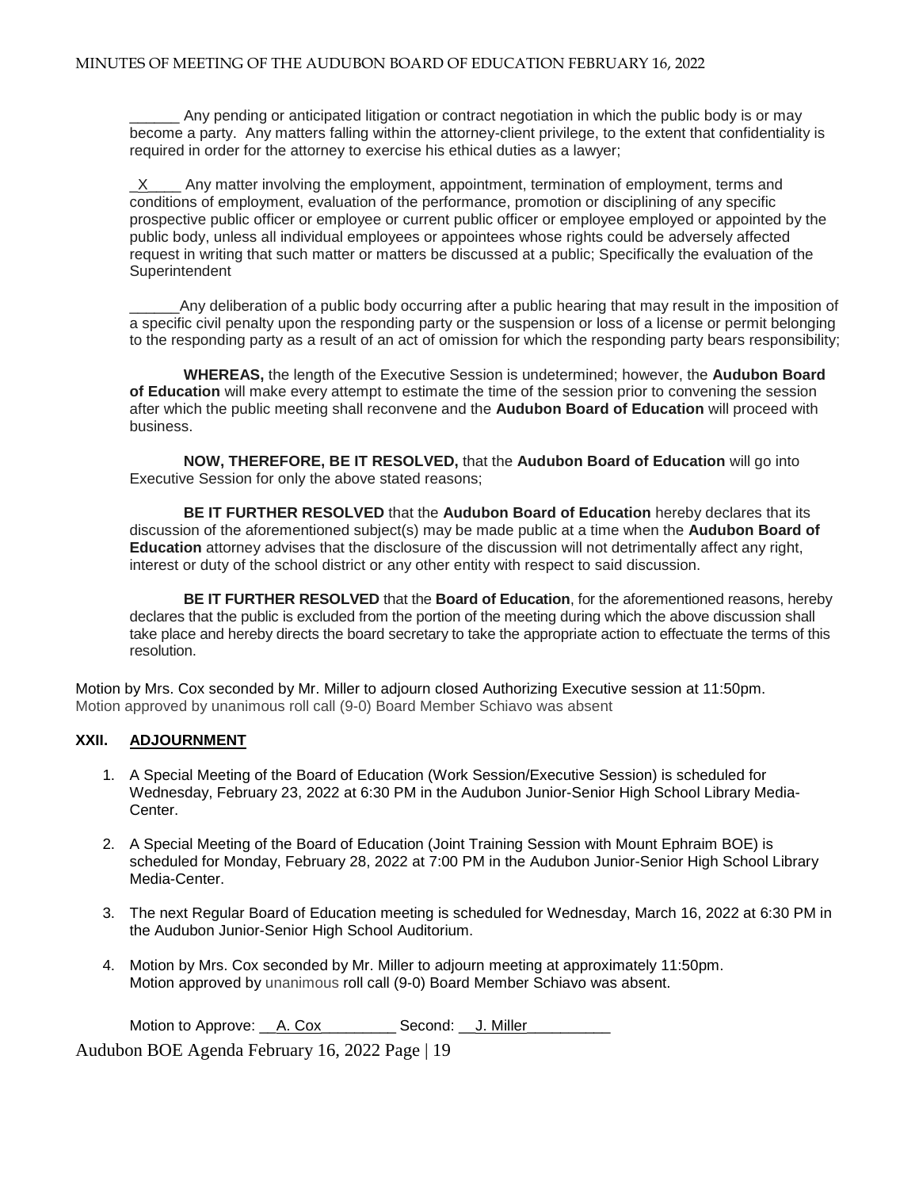______ Any pending or anticipated litigation or contract negotiation in which the public body is or may become a party. Any matters falling within the attorney-client privilege, to the extent that confidentiality is required in order for the attorney to exercise his ethical duties as a lawyer;

_X____ Any matter involving the employment, appointment, termination of employment, terms and conditions of employment, evaluation of the performance, promotion or disciplining of any specific prospective public officer or employee or current public officer or employee employed or appointed by the public body, unless all individual employees or appointees whose rights could be adversely affected request in writing that such matter or matters be discussed at a public; Specifically the evaluation of the Superintendent

______Any deliberation of a public body occurring after a public hearing that may result in the imposition of a specific civil penalty upon the responding party or the suspension or loss of a license or permit belonging to the responding party as a result of an act of omission for which the responding party bears responsibility;

**WHEREAS,** the length of the Executive Session is undetermined; however, the **Audubon Board of Education** will make every attempt to estimate the time of the session prior to convening the session after which the public meeting shall reconvene and the **Audubon Board of Education** will proceed with business.

**NOW, THEREFORE, BE IT RESOLVED,** that the **Audubon Board of Education** will go into Executive Session for only the above stated reasons;

**BE IT FURTHER RESOLVED** that the **Audubon Board of Education** hereby declares that its discussion of the aforementioned subject(s) may be made public at a time when the **Audubon Board of Education** attorney advises that the disclosure of the discussion will not detrimentally affect any right, interest or duty of the school district or any other entity with respect to said discussion.

**BE IT FURTHER RESOLVED** that the **Board of Education**, for the aforementioned reasons, hereby declares that the public is excluded from the portion of the meeting during which the above discussion shall take place and hereby directs the board secretary to take the appropriate action to effectuate the terms of this resolution.

Motion by Mrs. Cox seconded by Mr. Miller to adjourn closed Authorizing Executive session at 11:50pm.
Motion approved by unanimous roll call (9-0) Board Member Schiavo was absent

## XXII. ADJOURNMENT

1. A Special Meeting of the Board of Education (Work Session/Executive Session) is scheduled for Wednesday, February 23, 2022 at 6:30 PM in the Audubon Junior-Senior High School Library Media-Center.

2. A Special Meeting of the Board of Education (Joint Training Session with Mount Ephraim BOE) is scheduled for Monday, February 28, 2022 at 7:00 PM in the Audubon Junior-Senior High School Library Media-Center.

3. The next Regular Board of Education meeting is scheduled for Wednesday, March 16, 2022 at 6:30 PM in the Audubon Junior-Senior High School Auditorium.

4. Motion by Mrs. Cox seconded by Mr. Miller to adjourn meeting at approximately 11:50pm.
   Motion approved by unanimous roll call (9-0) Board Member Schiavo was absent.

   Motion to Approve: __A. Cox_________ Second: __J. Miller__________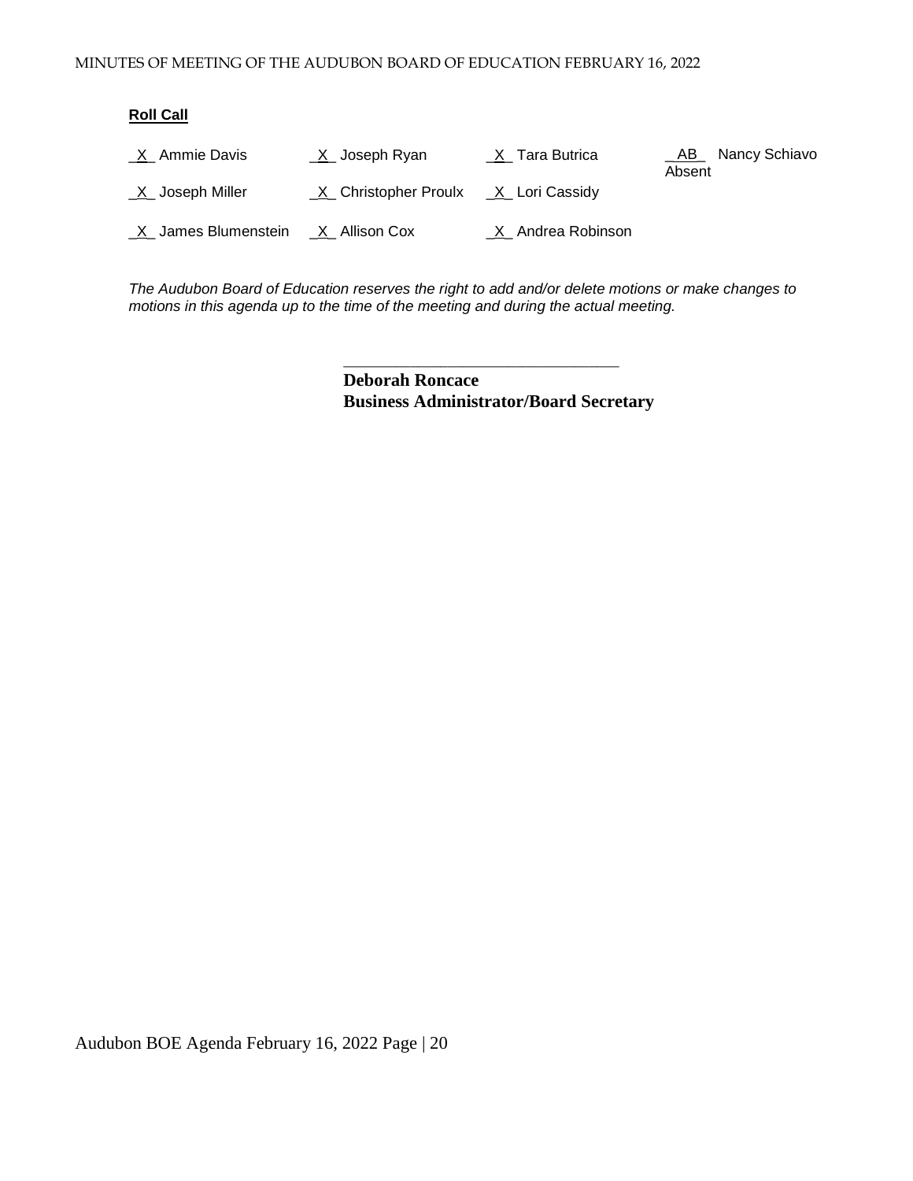**Roll Call**

| | | | |
|---|---|---|---|
| _X_ Ammie Davis | _X_ Joseph Ryan | _X_ Tara Butrica | _AB_ Nancy Schiavo Absent |
| _X_ Joseph Miller | _X_ Christopher Proulx | _X_ Lori Cassidy | |
| _X_ James Blumenstein | _X_ Allison Cox | _X_ Andrea Robinson | |

*The Audubon Board of Education reserves the right to add and/or delete motions or make changes to motions in this agenda up to the time of the meeting and during the actual meeting.*

_________________________________

**Deborah Roncace**
**Business Administrator/Board Secretary**